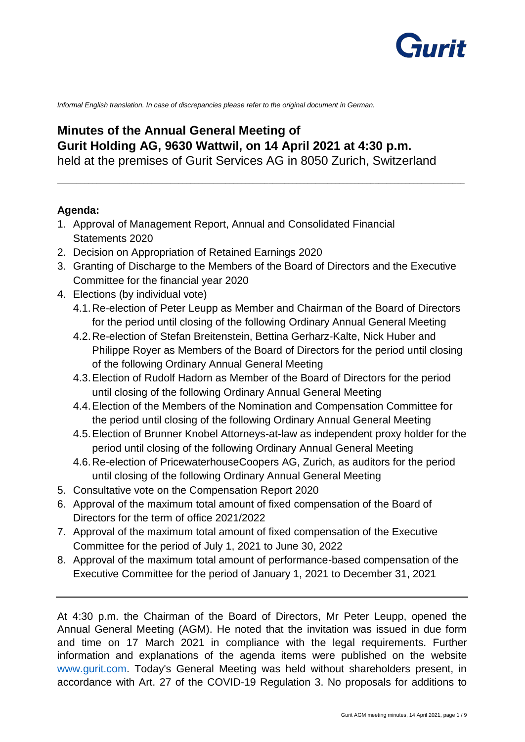*Informal English translation. In case of discrepancies please refer to the original document in German.*

# Minutes of the Annual General Meeting of Gurit Holding AG, 9630 Wattwil, on 14 April 2021 at 4:30 p.m.

held at the premises of Gurit Services AG in 8050 Zurich, Switzerland

---

**Agenda:**

1. Approval of Management Report, Annual and Consolidated Financial Statements 2020
2. Decision on Appropriation of Retained Earnings 2020
3. Granting of Discharge to the Members of the Board of Directors and the Executive Committee for the financial year 2020
4. Elections (by individual vote)
   4.1. Re-election of Peter Leupp as Member and Chairman of the Board of Directors for the period until closing of the following Ordinary Annual General Meeting
   4.2. Re-election of Stefan Breitenstein, Bettina Gerharz-Kalte, Nick Huber and Philippe Royer as Members of the Board of Directors for the period until closing of the following Ordinary Annual General Meeting
   4.3. Election of Rudolf Hadorn as Member of the Board of Directors for the period until closing of the following Ordinary Annual General Meeting
   4.4. Election of the Members of the Nomination and Compensation Committee for the period until closing of the following Ordinary Annual General Meeting
   4.5. Election of Brunner Knobel Attorneys-at-law as independent proxy holder for the period until closing of the following Ordinary Annual General Meeting
   4.6. Re-election of PricewaterhouseCoopers AG, Zurich, as auditors for the period until closing of the following Ordinary Annual General Meeting
5. Consultative vote on the Compensation Report 2020
6. Approval of the maximum total amount of fixed compensation of the Board of Directors for the term of office 2021/2022
7. Approval of the maximum total amount of fixed compensation of the Executive Committee for the period of July 1, 2021 to June 30, 2022
8. Approval of the maximum total amount of performance-based compensation of the Executive Committee for the period of January 1, 2021 to December 31, 2021

---

At 4:30 p.m. the Chairman of the Board of Directors, Mr Peter Leupp, opened the Annual General Meeting (AGM). He noted that the invitation was issued in due form and time on 17 March 2021 in compliance with the legal requirements. Further information and explanations of the agenda items were published on the website www.gurit.com. Today's General Meeting was held without shareholders present, in accordance with Art. 27 of the COVID-19 Regulation 3. No proposals for additions to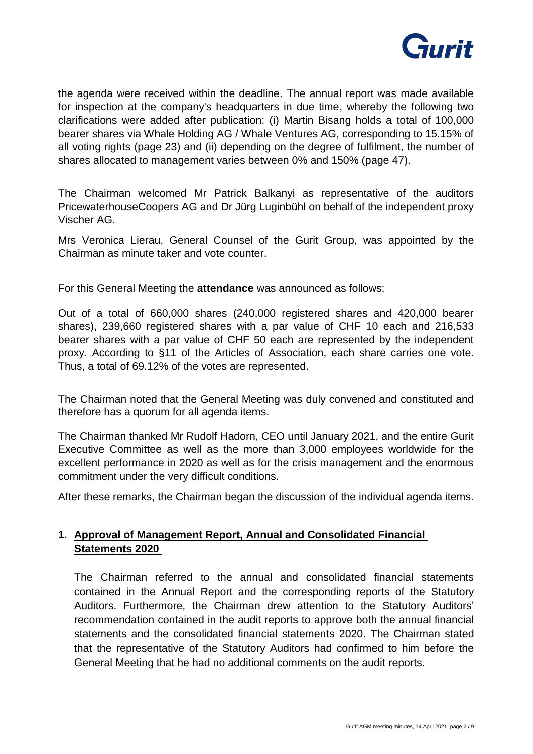the agenda were received within the deadline. The annual report was made available for inspection at the company's headquarters in due time, whereby the following two clarifications were added after publication: (i) Martin Bisang holds a total of 100,000 bearer shares via Whale Holding AG / Whale Ventures AG, corresponding to 15.15% of all voting rights (page 23) and (ii) depending on the degree of fulfilment, the number of shares allocated to management varies between 0% and 150% (page 47).

The Chairman welcomed Mr Patrick Balkanyi as representative of the auditors PricewaterhouseCoopers AG and Dr Jürg Luginbühl on behalf of the independent proxy Vischer AG.

Mrs Veronica Lierau, General Counsel of the Gurit Group, was appointed by the Chairman as minute taker and vote counter.

For this General Meeting the **attendance** was announced as follows:

Out of a total of 660,000 shares (240,000 registered shares and 420,000 bearer shares), 239,660 registered shares with a par value of CHF 10 each and 216,533 bearer shares with a par value of CHF 50 each are represented by the independent proxy. According to §11 of the Articles of Association, each share carries one vote. Thus, a total of 69.12% of the votes are represented.

The Chairman noted that the General Meeting was duly convened and constituted and therefore has a quorum for all agenda items.

The Chairman thanked Mr Rudolf Hadorn, CEO until January 2021, and the entire Gurit Executive Committee as well as the more than 3,000 employees worldwide for the excellent performance in 2020 as well as for the crisis management and the enormous commitment under the very difficult conditions.

After these remarks, the Chairman began the discussion of the individual agenda items.

## 1. Approval of Management Report, Annual and Consolidated Financial Statements 2020

The Chairman referred to the annual and consolidated financial statements contained in the Annual Report and the corresponding reports of the Statutory Auditors. Furthermore, the Chairman drew attention to the Statutory Auditors' recommendation contained in the audit reports to approve both the annual financial statements and the consolidated financial statements 2020. The Chairman stated that the representative of the Statutory Auditors had confirmed to him before the General Meeting that he had no additional comments on the audit reports.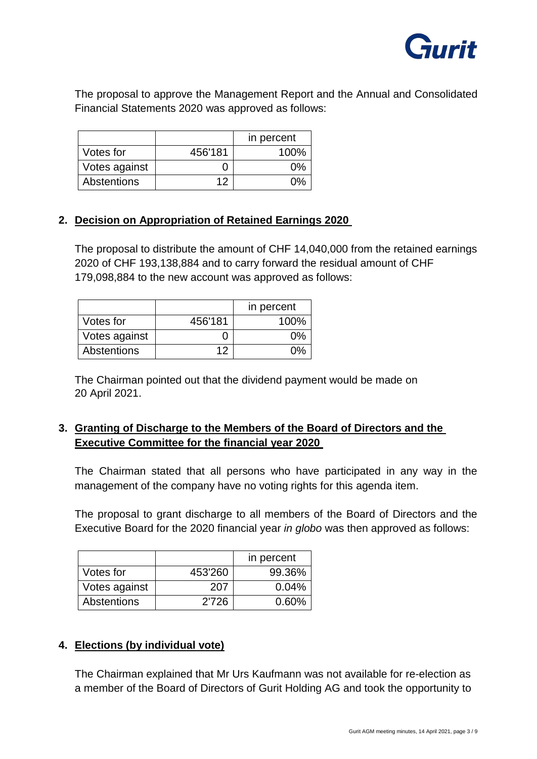The proposal to approve the Management Report and the Annual and Consolidated Financial Statements 2020 was approved as follows:

| | | in percent |
|---|---|---|
| Votes for | 456'181 | 100% |
| Votes against | 0 | 0% |
| Abstentions | 12 | 0% |

## 2. Decision on Appropriation of Retained Earnings 2020

The proposal to distribute the amount of CHF 14,040,000 from the retained earnings 2020 of CHF 193,138,884 and to carry forward the residual amount of CHF 179,098,884 to the new account was approved as follows:

| | | in percent |
|---|---|---|
| Votes for | 456'181 | 100% |
| Votes against | 0 | 0% |
| Abstentions | 12 | 0% |

The Chairman pointed out that the dividend payment would be made on 20 April 2021.

## 3. Granting of Discharge to the Members of the Board of Directors and the Executive Committee for the financial year 2020

The Chairman stated that all persons who have participated in any way in the management of the company have no voting rights for this agenda item.

The proposal to grant discharge to all members of the Board of Directors and the Executive Board for the 2020 financial year *in globo* was then approved as follows:

| | | in percent |
|---|---|---|
| Votes for | 453'260 | 99.36% |
| Votes against | 207 | 0.04% |
| Abstentions | 2'726 | 0.60% |

## 4. Elections (by individual vote)

The Chairman explained that Mr Urs Kaufmann was not available for re-election as a member of the Board of Directors of Gurit Holding AG and took the opportunity to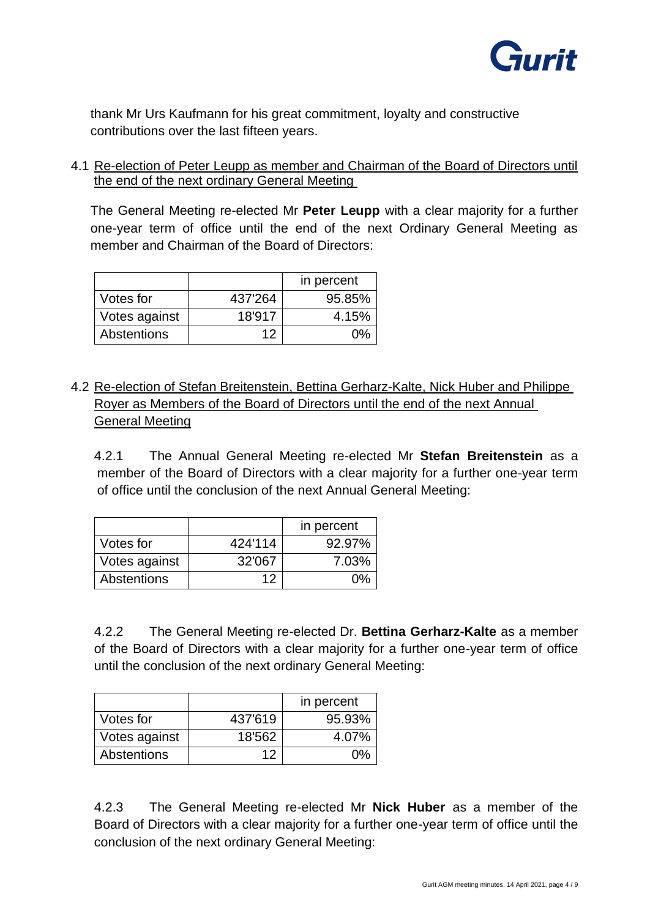thank Mr Urs Kaufmann for his great commitment, loyalty and constructive contributions over the last fifteen years.

4.1 Re-election of Peter Leupp as member and Chairman of the Board of Directors until the end of the next ordinary General Meeting

The General Meeting re-elected Mr **Peter Leupp** with a clear majority for a further one-year term of office until the end of the next Ordinary General Meeting as member and Chairman of the Board of Directors:

| | | in percent |
|---|---:|---:|
| Votes for | 437'264 | 95.85% |
| Votes against | 18'917 | 4.15% |
| Abstentions | 12 | 0% |

4.2 Re-election of Stefan Breitenstein, Bettina Gerharz-Kalte, Nick Huber and Philippe Royer as Members of the Board of Directors until the end of the next Annual General Meeting

4.2.1 The Annual General Meeting re-elected Mr **Stefan Breitenstein** as a member of the Board of Directors with a clear majority for a further one-year term of office until the conclusion of the next Annual General Meeting:

| | | in percent |
|---|---:|---:|
| Votes for | 424'114 | 92.97% |
| Votes against | 32'067 | 7.03% |
| Abstentions | 12 | 0% |

4.2.2 The General Meeting re-elected Dr. **Bettina Gerharz-Kalte** as a member of the Board of Directors with a clear majority for a further one-year term of office until the conclusion of the next ordinary General Meeting:

| | | in percent |
|---|---:|---:|
| Votes for | 437'619 | 95.93% |
| Votes against | 18'562 | 4.07% |
| Abstentions | 12 | 0% |

4.2.3 The General Meeting re-elected Mr **Nick Huber** as a member of the Board of Directors with a clear majority for a further one-year term of office until the conclusion of the next ordinary General Meeting: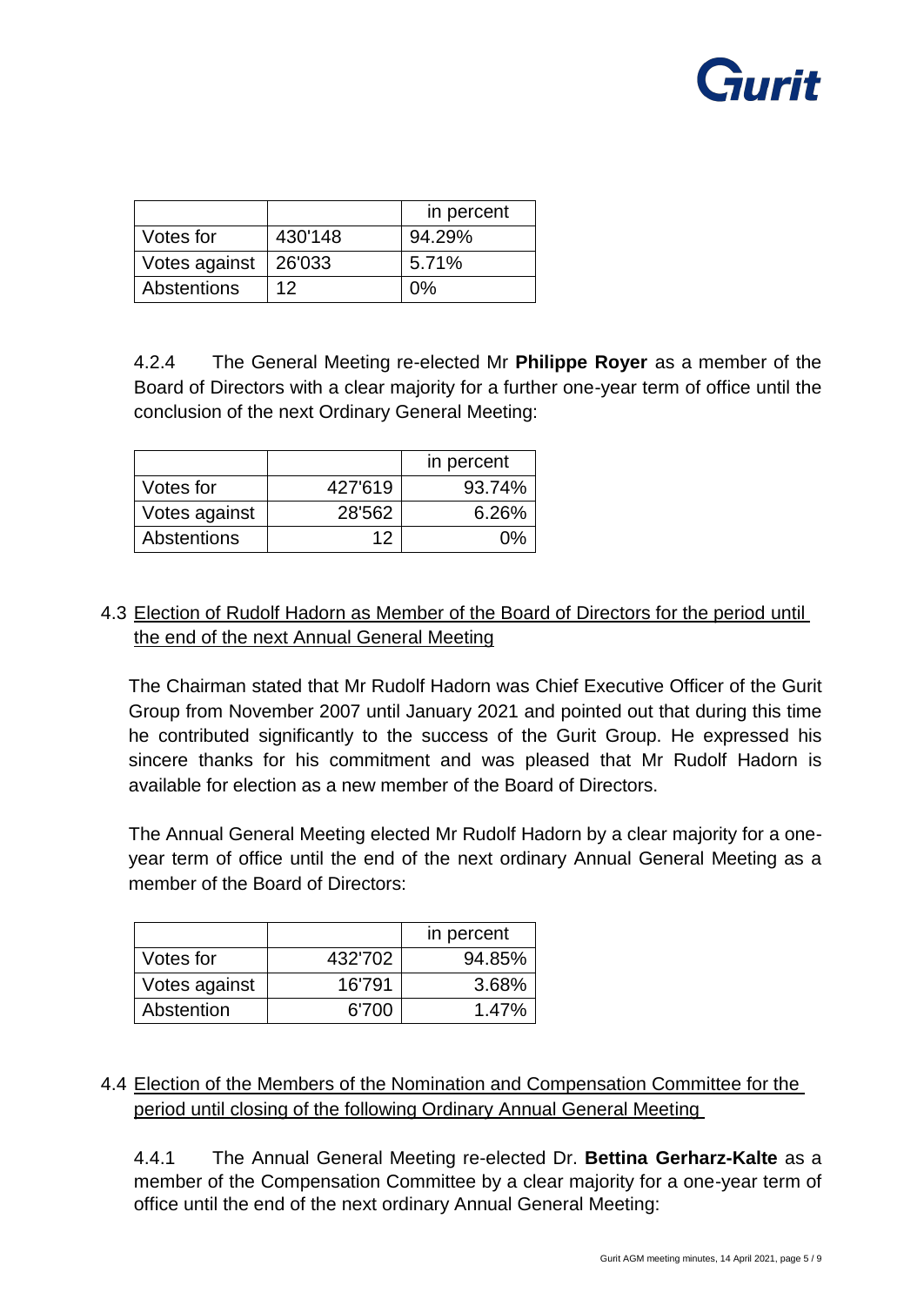| | | in percent |
|---|---|---|
| Votes for | 430'148 | 94.29% |
| Votes against | 26'033 | 5.71% |
| Abstentions | 12 | 0% |

4.2.4 The General Meeting re-elected Mr **Philippe Royer** as a member of the Board of Directors with a clear majority for a further one-year term of office until the conclusion of the next Ordinary General Meeting:

| | | in percent |
|---|---|---|
| Votes for | 427'619 | 93.74% |
| Votes against | 28'562 | 6.26% |
| Abstentions | 12 | 0% |

4.3 Election of Rudolf Hadorn as Member of the Board of Directors for the period until the end of the next Annual General Meeting

The Chairman stated that Mr Rudolf Hadorn was Chief Executive Officer of the Gurit Group from November 2007 until January 2021 and pointed out that during this time he contributed significantly to the success of the Gurit Group. He expressed his sincere thanks for his commitment and was pleased that Mr Rudolf Hadorn is available for election as a new member of the Board of Directors.

The Annual General Meeting elected Mr Rudolf Hadorn by a clear majority for a one-year term of office until the end of the next ordinary Annual General Meeting as a member of the Board of Directors:

| | | in percent |
|---|---|---|
| Votes for | 432'702 | 94.85% |
| Votes against | 16'791 | 3.68% |
| Abstention | 6'700 | 1.47% |

4.4 Election of the Members of the Nomination and Compensation Committee for the period until closing of the following Ordinary Annual General Meeting

4.4.1 The Annual General Meeting re-elected Dr. **Bettina Gerharz-Kalte** as a member of the Compensation Committee by a clear majority for a one-year term of office until the end of the next ordinary Annual General Meeting: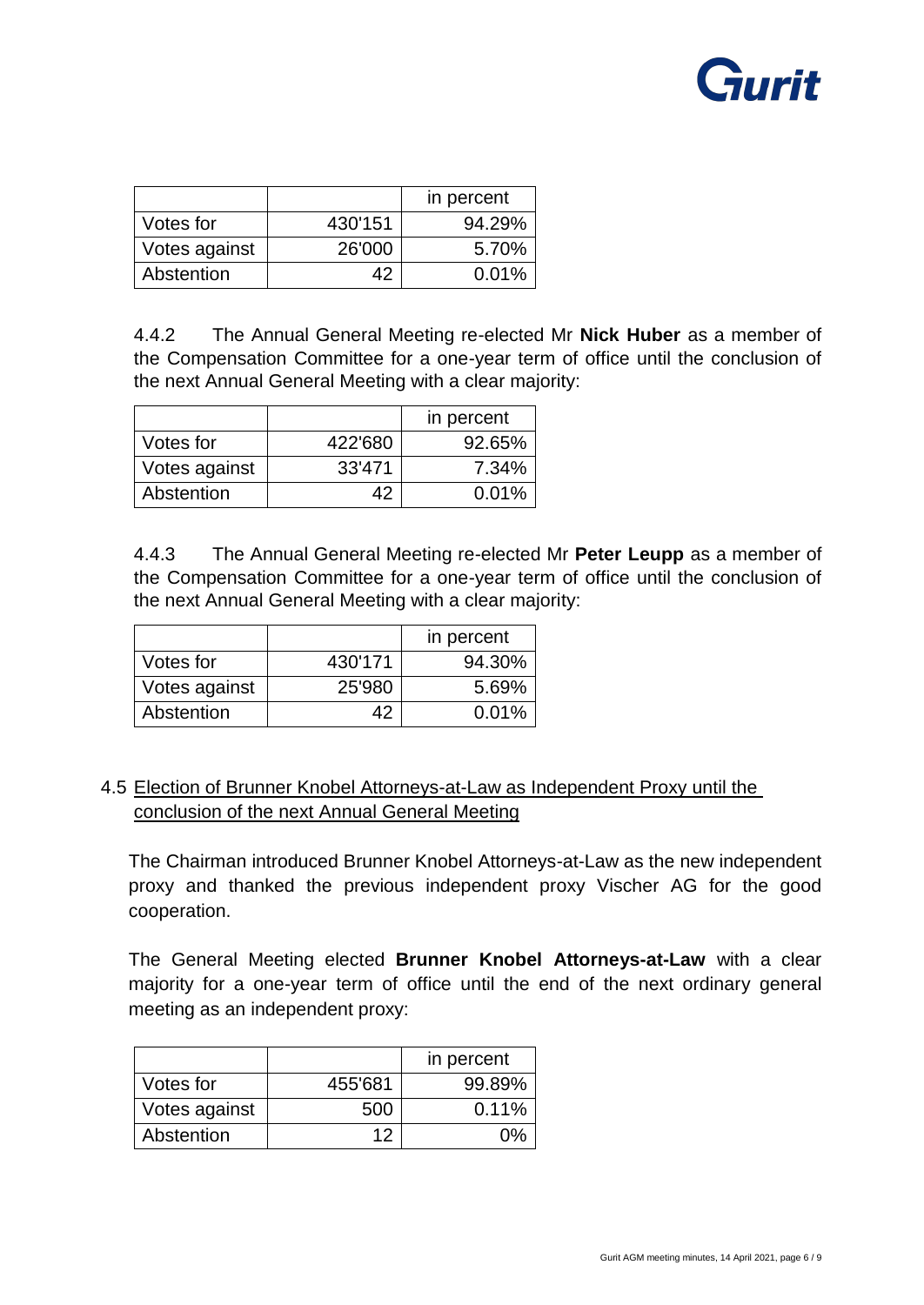| | | in percent |
|---|---|---|
| Votes for | 430'151 | 94.29% |
| Votes against | 26'000 | 5.70% |
| Abstention | 42 | 0.01% |

4.4.2 The Annual General Meeting re-elected Mr **Nick Huber** as a member of the Compensation Committee for a one-year term of office until the conclusion of the next Annual General Meeting with a clear majority:

| | | in percent |
|---|---|---|
| Votes for | 422'680 | 92.65% |
| Votes against | 33'471 | 7.34% |
| Abstention | 42 | 0.01% |

4.4.3 The Annual General Meeting re-elected Mr **Peter Leupp** as a member of the Compensation Committee for a one-year term of office until the conclusion of the next Annual General Meeting with a clear majority:

| | | in percent |
|---|---|---|
| Votes for | 430'171 | 94.30% |
| Votes against | 25'980 | 5.69% |
| Abstention | 42 | 0.01% |

4.5 Election of Brunner Knobel Attorneys-at-Law as Independent Proxy until the conclusion of the next Annual General Meeting

The Chairman introduced Brunner Knobel Attorneys-at-Law as the new independent proxy and thanked the previous independent proxy Vischer AG for the good cooperation.

The General Meeting elected **Brunner Knobel Attorneys-at-Law** with a clear majority for a one-year term of office until the end of the next ordinary general meeting as an independent proxy:

| | | in percent |
|---|---|---|
| Votes for | 455'681 | 99.89% |
| Votes against | 500 | 0.11% |
| Abstention | 12 | 0% |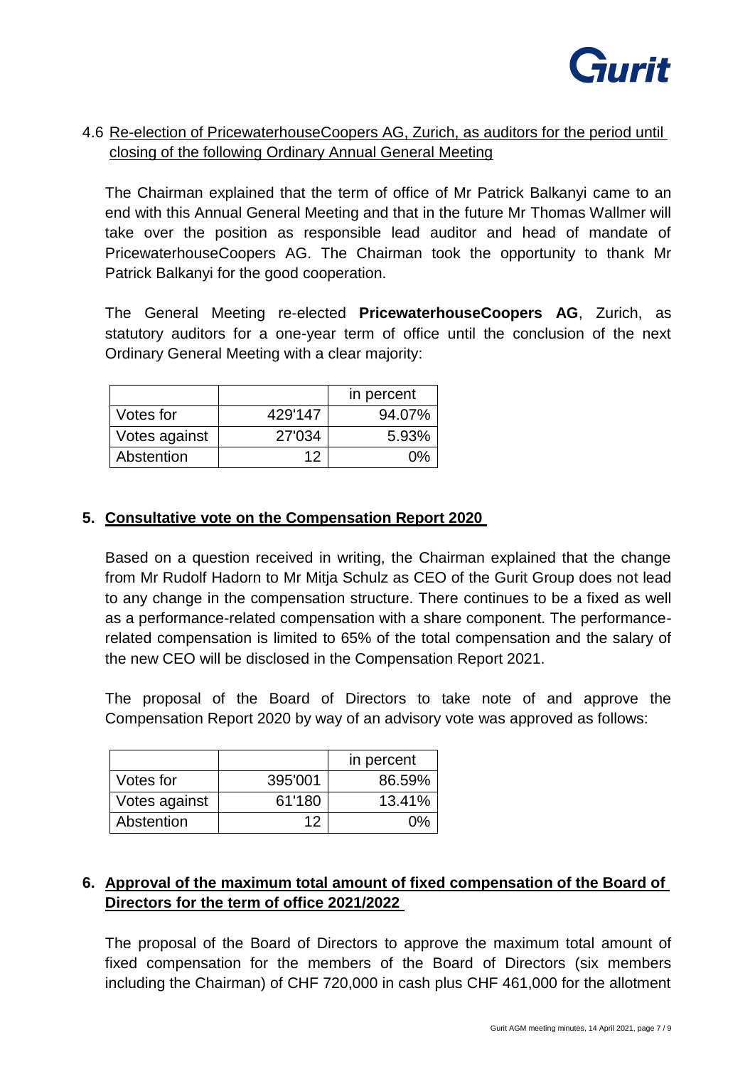4.6 Re-election of PricewaterhouseCoopers AG, Zurich, as auditors for the period until closing of the following Ordinary Annual General Meeting

The Chairman explained that the term of office of Mr Patrick Balkanyi came to an end with this Annual General Meeting and that in the future Mr Thomas Wallmer will take over the position as responsible lead auditor and head of mandate of PricewaterhouseCoopers AG. The Chairman took the opportunity to thank Mr Patrick Balkanyi for the good cooperation.

The General Meeting re-elected **PricewaterhouseCoopers AG**, Zurich, as statutory auditors for a one-year term of office until the conclusion of the next Ordinary General Meeting with a clear majority:

| | | in percent |
|---|---|---|
| Votes for | 429'147 | 94.07% |
| Votes against | 27'034 | 5.93% |
| Abstention | 12 | 0% |

## 5. Consultative vote on the Compensation Report 2020

Based on a question received in writing, the Chairman explained that the change from Mr Rudolf Hadorn to Mr Mitja Schulz as CEO of the Gurit Group does not lead to any change in the compensation structure. There continues to be a fixed as well as a performance-related compensation with a share component. The performance-related compensation is limited to 65% of the total compensation and the salary of the new CEO will be disclosed in the Compensation Report 2021.

The proposal of the Board of Directors to take note of and approve the Compensation Report 2020 by way of an advisory vote was approved as follows:

| | | in percent |
|---|---|---|
| Votes for | 395'001 | 86.59% |
| Votes against | 61'180 | 13.41% |
| Abstention | 12 | 0% |

## 6. Approval of the maximum total amount of fixed compensation of the Board of Directors for the term of office 2021/2022

The proposal of the Board of Directors to approve the maximum total amount of fixed compensation for the members of the Board of Directors (six members including the Chairman) of CHF 720,000 in cash plus CHF 461,000 for the allotment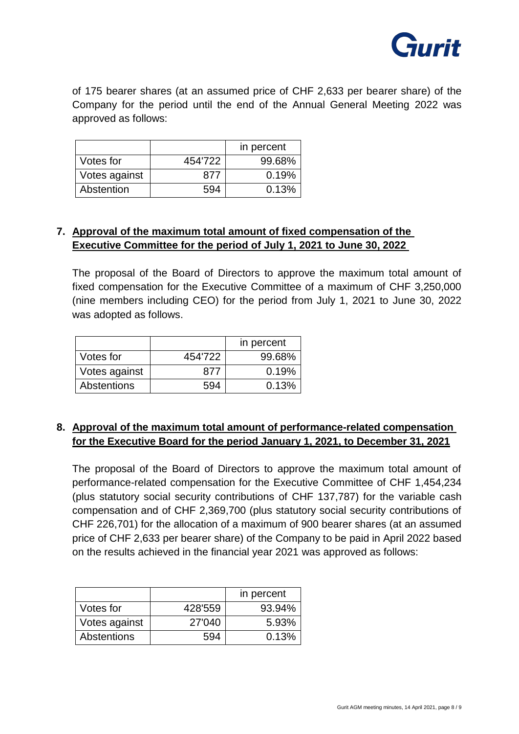of 175 bearer shares (at an assumed price of CHF 2,633 per bearer share) of the Company for the period until the end of the Annual General Meeting 2022 was approved as follows:

| | | in percent |
|---|---|---|
| Votes for | 454'722 | 99.68% |
| Votes against | 877 | 0.19% |
| Abstention | 594 | 0.13% |

## 7. Approval of the maximum total amount of fixed compensation of the Executive Committee for the period of July 1, 2021 to June 30, 2022

The proposal of the Board of Directors to approve the maximum total amount of fixed compensation for the Executive Committee of a maximum of CHF 3,250,000 (nine members including CEO) for the period from July 1, 2021 to June 30, 2022 was adopted as follows.

| | | in percent |
|---|---|---|
| Votes for | 454'722 | 99.68% |
| Votes against | 877 | 0.19% |
| Abstentions | 594 | 0.13% |

## 8. Approval of the maximum total amount of performance-related compensation for the Executive Board for the period January 1, 2021, to December 31, 2021

The proposal of the Board of Directors to approve the maximum total amount of performance-related compensation for the Executive Committee of CHF 1,454,234 (plus statutory social security contributions of CHF 137,787) for the variable cash compensation and of CHF 2,369,700 (plus statutory social security contributions of CHF 226,701) for the allocation of a maximum of 900 bearer shares (at an assumed price of CHF 2,633 per bearer share) of the Company to be paid in April 2022 based on the results achieved in the financial year 2021 was approved as follows:

| | | in percent |
|---|---|---|
| Votes for | 428'559 | 93.94% |
| Votes against | 27'040 | 5.93% |
| Abstentions | 594 | 0.13% |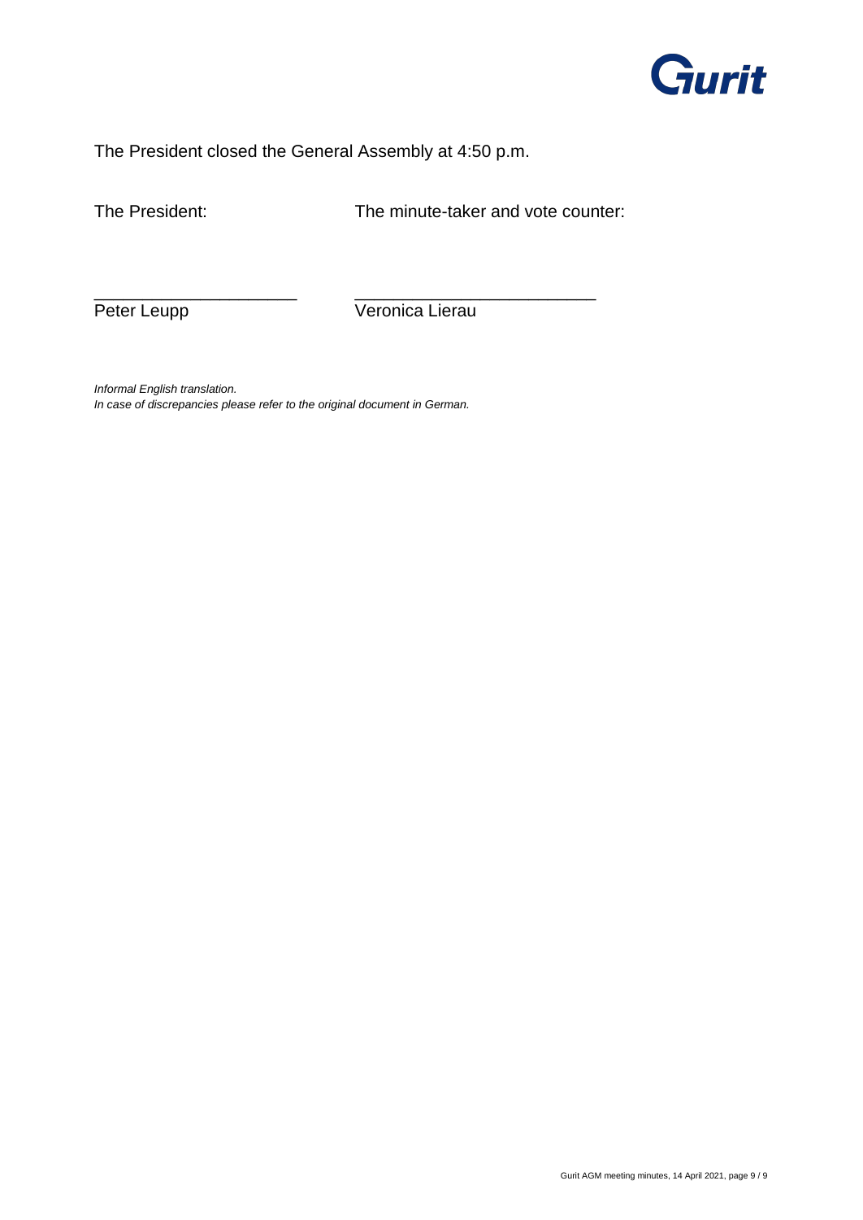The President closed the General Assembly at 4:50 p.m.

| The President: | The minute-taker and vote counter: |
| --- | --- |
| _____________________ | _________________________ |
| Peter Leupp | Veronica Lierau |

*Informal English translation.*
*In case of discrepancies please refer to the original document in German.*